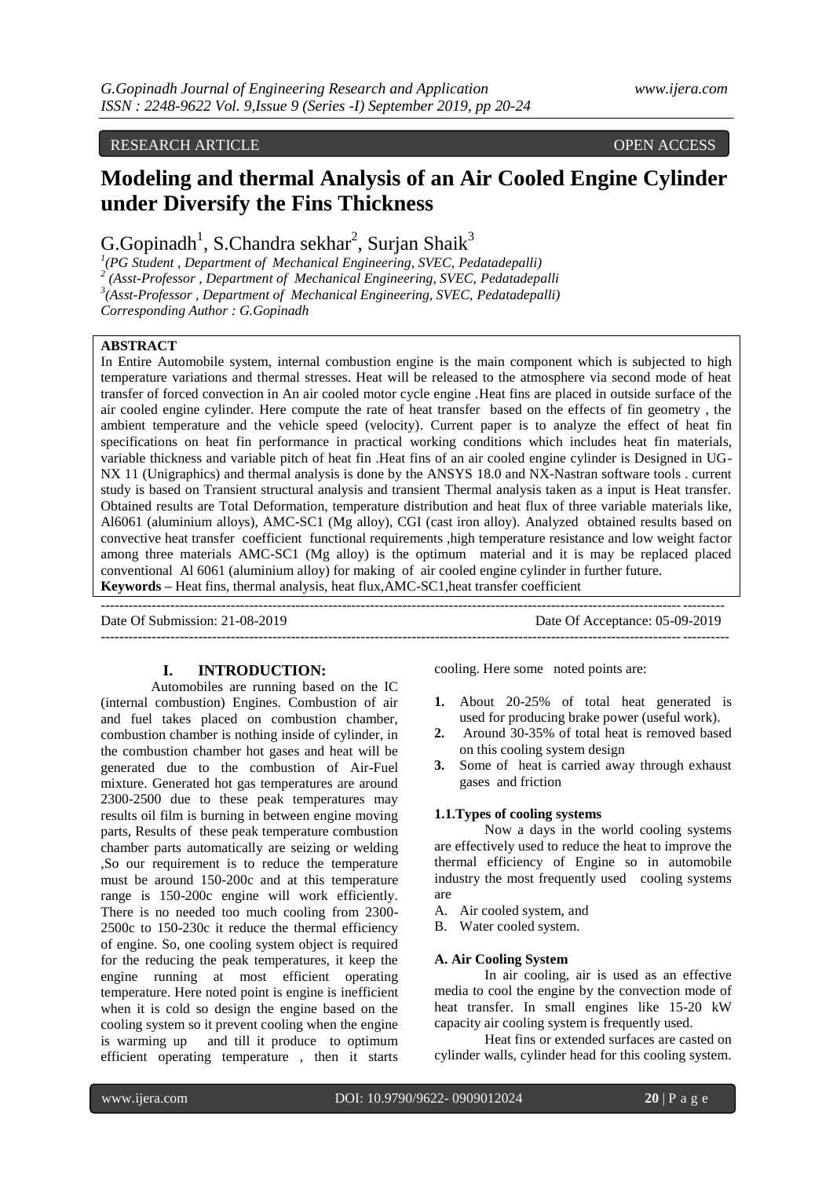RESEARCH ARTICLE OPEN ACCESS

# Modeling and thermal Analysis of an Air Cooled Engine Cylinder under Diversify the Fins Thickness

G.Gopinadh[1], S.Chandra sekhar[2], Surjan Shaik[3]

[1](PG Student , Department of Mechanical Engineering, SVEC, Pedatadepalli)
[2] (Asst-Professor , Department of Mechanical Engineering, SVEC, Pedatadepalli
[3](Asst-Professor , Department of Mechanical Engineering, SVEC, Pedatadepalli)
Corresponding Author : G.Gopinadh

**ABSTRACT**

In Entire Automobile system, internal combustion engine is the main component which is subjected to high temperature variations and thermal stresses. Heat will be released to the atmosphere via second mode of heat transfer of forced convection in An air cooled motor cycle engine .Heat fins are placed in outside surface of the air cooled engine cylinder. Here compute the rate of heat transfer based on the effects of fin geometry , the ambient temperature and the vehicle speed (velocity). Current paper is to analyze the effect of heat fin specifications on heat fin performance in practical working conditions which includes heat fin materials, variable thickness and variable pitch of heat fin .Heat fins of an air cooled engine cylinder is Designed in UG-NX 11 (Unigraphics) and thermal analysis is done by the ANSYS 18.0 and NX-Nastran software tools . current study is based on Transient structural analysis and transient Thermal analysis taken as a input is Heat transfer. Obtained results are Total Deformation, temperature distribution and heat flux of three variable materials like, Al6061 (aluminium alloys), AMC-SC1 (Mg alloy), CGI (cast iron alloy). Analyzed obtained results based on convective heat transfer coefficient functional requirements ,high temperature resistance and low weight factor among three materials AMC-SC1 (Mg alloy) is the optimum material and it is may be replaced placed conventional Al 6061 (aluminium alloy) for making of air cooled engine cylinder in further future.

**Keywords –** Heat fins, thermal analysis, heat flux,AMC-SC1,heat transfer coefficient

---

Date Of Submission: 21-08-2019 Date Of Acceptance: 05-09-2019

---

## I. INTRODUCTION:

Automobiles are running based on the IC (internal combustion) Engines. Combustion of air and fuel takes placed on combustion chamber, combustion chamber is nothing inside of cylinder, in the combustion chamber hot gases and heat will be generated due to the combustion of Air-Fuel mixture. Generated hot gas temperatures are around 2300-2500 due to these peak temperatures may results oil film is burning in between engine moving parts, Results of these peak temperature combustion chamber parts automatically are seizing or welding ,So our requirement is to reduce the temperature must be around 150-200c and at this temperature range is 150-200c engine will work efficiently. There is no needed too much cooling from 2300-2500c to 150-230c it reduce the thermal efficiency of engine. So, one cooling system object is required for the reducing the peak temperatures, it keep the engine running at most efficient operating temperature. Here noted point is engine is inefficient when it is cold so design the engine based on the cooling system so it prevent cooling when the engine is warming up and till it produce to optimum efficient operating temperature , then it starts cooling. Here some noted points are:

1. About 20-25% of total heat generated is used for producing brake power (useful work).
2. Around 30-35% of total heat is removed based on this cooling system design
3. Some of heat is carried away through exhaust gases and friction

### 1.1.Types of cooling systems

Now a days in the world cooling systems are effectively used to reduce the heat to improve the thermal efficiency of Engine so in automobile industry the most frequently used cooling systems are

A. Air cooled system, and
B. Water cooled system.

### A. Air Cooling System

In air cooling, air is used as an effective media to cool the engine by the convection mode of heat transfer. In small engines like 15-20 kW capacity air cooling system is frequently used.

Heat fins or extended surfaces are casted on cylinder walls, cylinder head for this cooling system.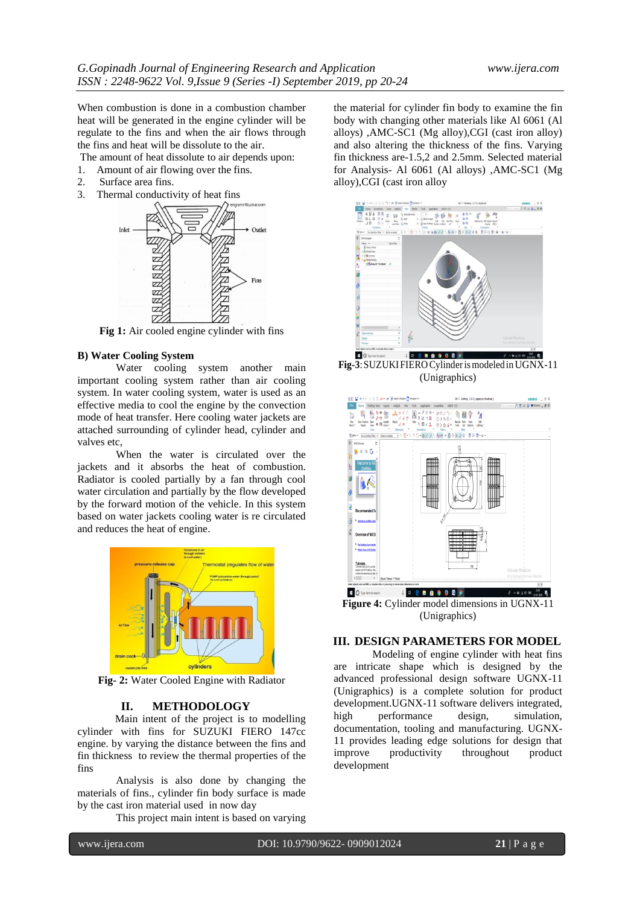When combustion is done in a combustion chamber heat will be generated in the engine cylinder will be regulate to the fins and when the air flows through the fins and heat will be dissolute to the air.

The amount of heat dissolute to air depends upon:

1. Amount of air flowing over the fins.
2. Surface area fins.
3. Thermal conductivity of heat fins

**Fig 1:** Air cooled engine cylinder with fins

### B) Water Cooling System

Water cooling system another main important cooling system rather than air cooling system. In water cooling system, water is used as an effective media to cool the engine by the convection mode of heat transfer. Here cooling water jackets are attached surrounding of cylinder head, cylinder and valves etc,

When the water is circulated over the jackets and it absorbs the heat of combustion. Radiator is cooled partially by a fan through cool water circulation and partially by the flow developed by the forward motion of the vehicle. In this system based on water jackets cooling water is re circulated and reduces the heat of engine.

**Fig- 2:** Water Cooled Engine with Radiator

## II. METHODOLOGY

Main intent of the project is to modelling cylinder with fins for SUZUKI FIERO 147cc engine. by varying the distance between the fins and fin thickness to review the thermal properties of the fins

Analysis is also done by changing the materials of fins., cylinder fin body surface is made by the cast iron material used in now day

This project main intent is based on varying the material for cylinder fin body to examine the fin body with changing other materials like Al 6061 (Al alloys) ,AMC-SC1 (Mg alloy),CGI (cast iron alloy) and also altering the thickness of the fins. Varying fin thickness are-1.5,2 and 2.5mm. Selected material for Analysis- Al 6061 (Al alloys) ,AMC-SC1 (Mg alloy),CGI (cast iron alloy

**Fig-3**: SUZUKI FIERO Cylinder is modeled in UGNX-11 (Unigraphics)

**Figure 4:** Cylinder model dimensions in UGNX-11 (Unigraphics)

## III. DESIGN PARAMETERS FOR MODEL

Modeling of engine cylinder with heat fins are intricate shape which is designed by the advanced professional design software UGNX-11 (Unigraphics) is a complete solution for product development.UGNX-11 software delivers integrated, high performance design, simulation, documentation, tooling and manufacturing. UGNX-11 provides leading edge solutions for design that improve productivity throughout product development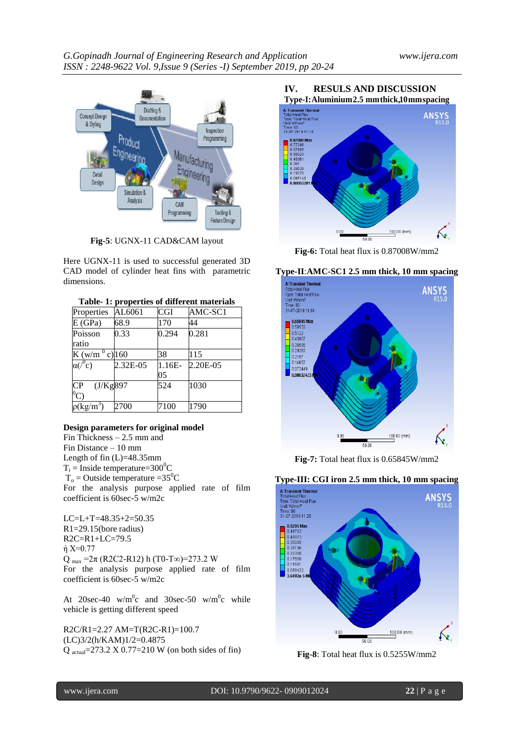Fig-5: UGNX-11 CAD&CAM layout

Here UGNX-11 is used to successful generated 3D CAD model of cylinder heat fins with parametric dimensions.

**Table- 1: properties of different materials**

| Properties | AL6061 | CGI | AMC-SC1 |
|---|---|---|---|
| E (GPa) | 68.9 | 170 | 44 |
| Poisson ratio | 0.33 | 0.294 | 0.281 |
| K (w/m $^0$c) | 160 | 38 | 115 |
| $\alpha$(/$^0$c) | 2.32E-05 | 1.16E-05 | 2.20E-05 |
| CP (J/Kg $^0$C) | 897 | 524 | 1030 |
| $\rho$(kg/m$^3$) | 2700 | 7100 | 1790 |

**Design parameters for original model**

Fin Thickness – 2.5 mm and
Fin Distance – 10 mm
Length of fin (L)=48.35mm
$T_i$ = Inside temperature=300$^0$C
$T_o$ = Outside temperature =35$^0$C
For the analysis purpose applied rate of film coefficient is 60sec-5 w/m2c

LC=L+T=48.35+2=50.35
R1=29.15(bore radius)
R2C=R1+LC=79.5
ή X=0.77
$Q_{max}$ =2π (R2C2-R12) h (T0-T∞)=273.2 W
For the analysis purpose applied rate of film coefficient is 60sec-5 w/m2c

At 20sec-40 w/m$^0$c and 30sec-50 w/m$^0$c while vehicle is getting different speed

R2C/R1=2.27 AM=T(R2C-R1)=100.7
(LC)3/2(h/KAM)1/2=0.4875
$Q_{actual}$=273.2 X 0.77=210 W (on both sides of fin)

## IV. RESULS AND DISCUSSION

**Type-I: Aluminium 2.5 mm thick,10 mm spacing**

Fig-6: Total heat flux is 0.87008W/mm2

**Type-II: AMC-SC1 2.5 mm thick, 10 mm spacing**

Fig-7: Total heat flux is 0.65845W/mm2

**Type-III: CGI iron 2.5 mm thick, 10 mm spacing**

Fig-8: Total heat flux is 0.5255W/mm2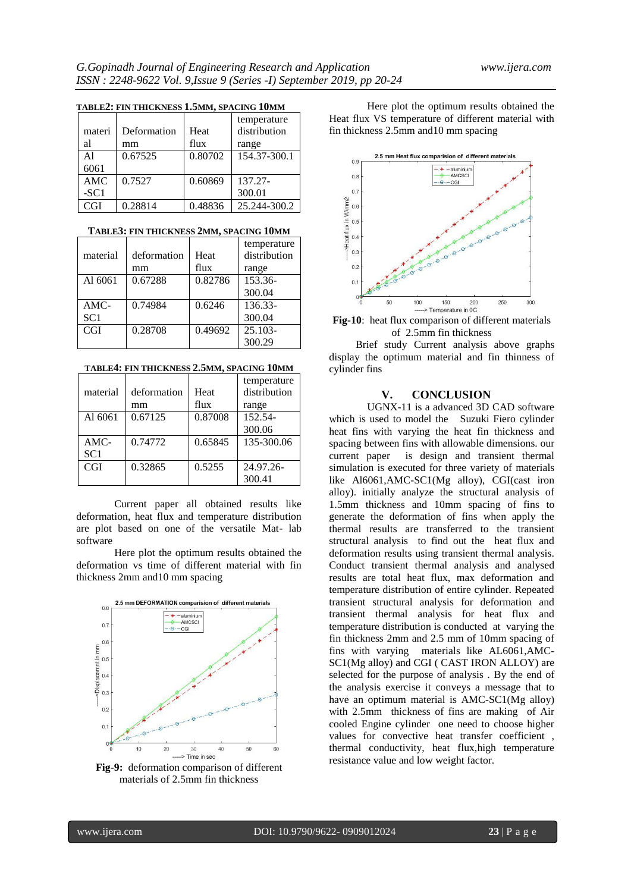**TABLE2: FIN THICKNESS 1.5MM, SPACING 10MM**

| material | Deformation mm | Heat flux | temperature distribution range |
|---|---|---|---|
| Al 6061 | 0.67525 | 0.80702 | 154.37-300.1 |
| AMC -SC1 | 0.7527 | 0.60869 | 137.27-300.01 |
| CGI | 0.28814 | 0.48836 | 25.244-300.2 |

**TABLE3: FIN THICKNESS 2MM, SPACING 10MM**

| material | deformation mm | Heat flux | temperature distribution range |
|---|---|---|---|
| Al 6061 | 0.67288 | 0.82786 | 153.36-300.04 |
| AMC-SC1 | 0.74984 | 0.6246 | 136.33-300.04 |
| CGI | 0.28708 | 0.49692 | 25.103-300.29 |

**TABLE4: FIN THICKNESS 2.5MM, SPACING 10MM**

| material | deformation mm | Heat flux | temperature distribution range |
|---|---|---|---|
| Al 6061 | 0.67125 | 0.87008 | 152.54-300.06 |
| AMC-SC1 | 0.74772 | 0.65845 | 135-300.06 |
| CGI | 0.32865 | 0.5255 | 24.97.26-300.41 |

Current paper all obtained results like deformation, heat flux and temperature distribution are plot based on one of the versatile Mat- lab software

Here plot the optimum results obtained the deformation vs time of different material with fin thickness 2mm and10 mm spacing

**Fig-9:** deformation comparison of different materials of 2.5mm fin thickness

Here plot the optimum results obtained the Heat flux VS temperature of different material with fin thickness 2.5mm and10 mm spacing

**Fig-10**: heat flux comparison of different materials of 2.5mm fin thickness

Brief study Current analysis above graphs display the optimum material and fin thinness of cylinder fins

## V. CONCLUSION

UGNX-11 is a advanced 3D CAD software which is used to model the Suzuki Fiero cylinder heat fins with varying the heat fin thickness and spacing between fins with allowable dimensions. our current paper is design and transient thermal simulation is executed for three variety of materials like Al6061,AMC-SC1(Mg alloy), CGI(cast iron alloy). initially analyze the structural analysis of 1.5mm thickness and 10mm spacing of fins to generate the deformation of fins when apply the thermal results are transferred to the transient structural analysis to find out the heat flux and deformation results using transient thermal analysis. Conduct transient thermal analysis and analysed results are total heat flux, max deformation and temperature distribution of entire cylinder. Repeated transient structural analysis for deformation and transient thermal analysis for heat flux and temperature distribution is conducted at varying the fin thickness 2mm and 2.5 mm of 10mm spacing of fins with varying materials like AL6061,AMC-SC1(Mg alloy) and CGI ( CAST IRON ALLOY) are selected for the purpose of analysis . By the end of the analysis exercise it conveys a message that to have an optimum material is AMC-SC1(Mg alloy) with 2.5mm thickness of fins are making of Air cooled Engine cylinder one need to choose higher values for convective heat transfer coefficient , thermal conductivity, heat flux,high temperature resistance value and low weight factor.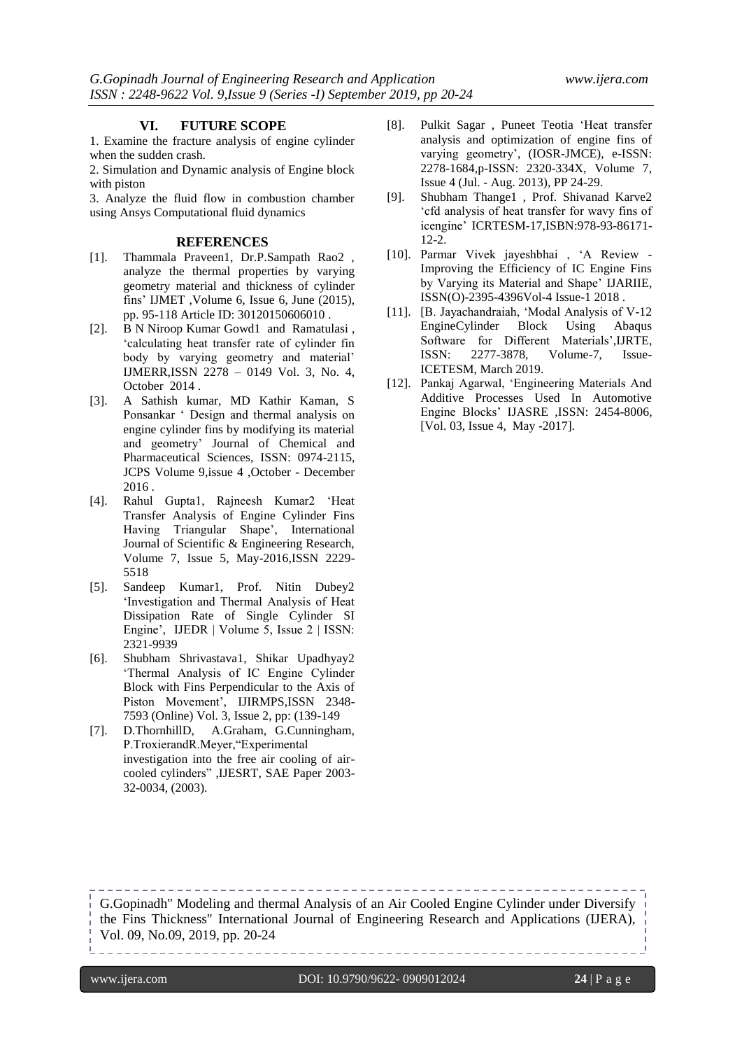## VI. FUTURE SCOPE

1. Examine the fracture analysis of engine cylinder when the sudden crash.
2. Simulation and Dynamic analysis of Engine block with piston
3. Analyze the fluid flow in combustion chamber using Ansys Computational fluid dynamics

## REFERENCES

[1]. Thammala Praveen1, Dr.P.Sampath Rao2 , analyze the thermal properties by varying geometry material and thickness of cylinder fins' IJMET ,Volume 6, Issue 6, June (2015), pp. 95-118 Article ID: 30120150606010 .

[2]. B N Niroop Kumar Gowd1 and Ramatulasi , 'calculating heat transfer rate of cylinder fin body by varying geometry and material' IJMERR,ISSN 2278 – 0149 Vol. 3, No. 4, October 2014 .

[3]. A Sathish kumar, MD Kathir Kaman, S Ponsankar ' Design and thermal analysis on engine cylinder fins by modifying its material and geometry' Journal of Chemical and Pharmaceutical Sciences, ISSN: 0974-2115, JCPS Volume 9,issue 4 ,October - December 2016 .

[4]. Rahul Gupta1, Rajneesh Kumar2 'Heat Transfer Analysis of Engine Cylinder Fins Having Triangular Shape', International Journal of Scientific & Engineering Research, Volume 7, Issue 5, May-2016,ISSN 2229-5518

[5]. Sandeep Kumar1, Prof. Nitin Dubey2 'Investigation and Thermal Analysis of Heat Dissipation Rate of Single Cylinder SI Engine', IJEDR | Volume 5, Issue 2 | ISSN: 2321-9939

[6]. Shubham Shrivastava1, Shikar Upadhyay2 'Thermal Analysis of IC Engine Cylinder Block with Fins Perpendicular to the Axis of Piston Movement', IJIRMPS,ISSN 2348-7593 (Online) Vol. 3, Issue 2, pp: (139-149

[7]. D.ThornhillD, A.Graham, G.Cunningham, P.TroxierandR.Meyer,"Experimental investigation into the free air cooling of air-cooled cylinders" ,IJESRT, SAE Paper 2003-32-0034, (2003).

[8]. Pulkit Sagar , Puneet Teotia 'Heat transfer analysis and optimization of engine fins of varying geometry', (IOSR-JMCE), e-ISSN: 2278-1684,p-ISSN: 2320-334X, Volume 7, Issue 4 (Jul. - Aug. 2013), PP 24-29.

[9]. Shubham Thange1 , Prof. Shivanad Karve2 'cfd analysis of heat transfer for wavy fins of icengine' ICRTESM-17,ISBN:978-93-86171-12-2.

[10]. Parmar Vivek jayeshbhai , 'A Review - Improving the Efficiency of IC Engine Fins by Varying its Material and Shape' IJARIIE, ISSN(O)-2395-4396Vol-4 Issue-1 2018 .

[11]. [B. Jayachandraiah, 'Modal Analysis of V-12 EngineCylinder Block Using Abaqus Software for Different Materials',IJRTE, ISSN: 2277-3878, Volume-7, Issue-ICETESM, March 2019.

[12]. Pankaj Agarwal, 'Engineering Materials And Additive Processes Used In Automotive Engine Blocks' IJASRE ,ISSN: 2454-8006, [Vol. 03, Issue 4, May -2017].

G.Gopinadh" Modeling and thermal Analysis of an Air Cooled Engine Cylinder under Diversify the Fins Thickness" International Journal of Engineering Research and Applications (IJERA), Vol. 09, No.09, 2019, pp. 20-24